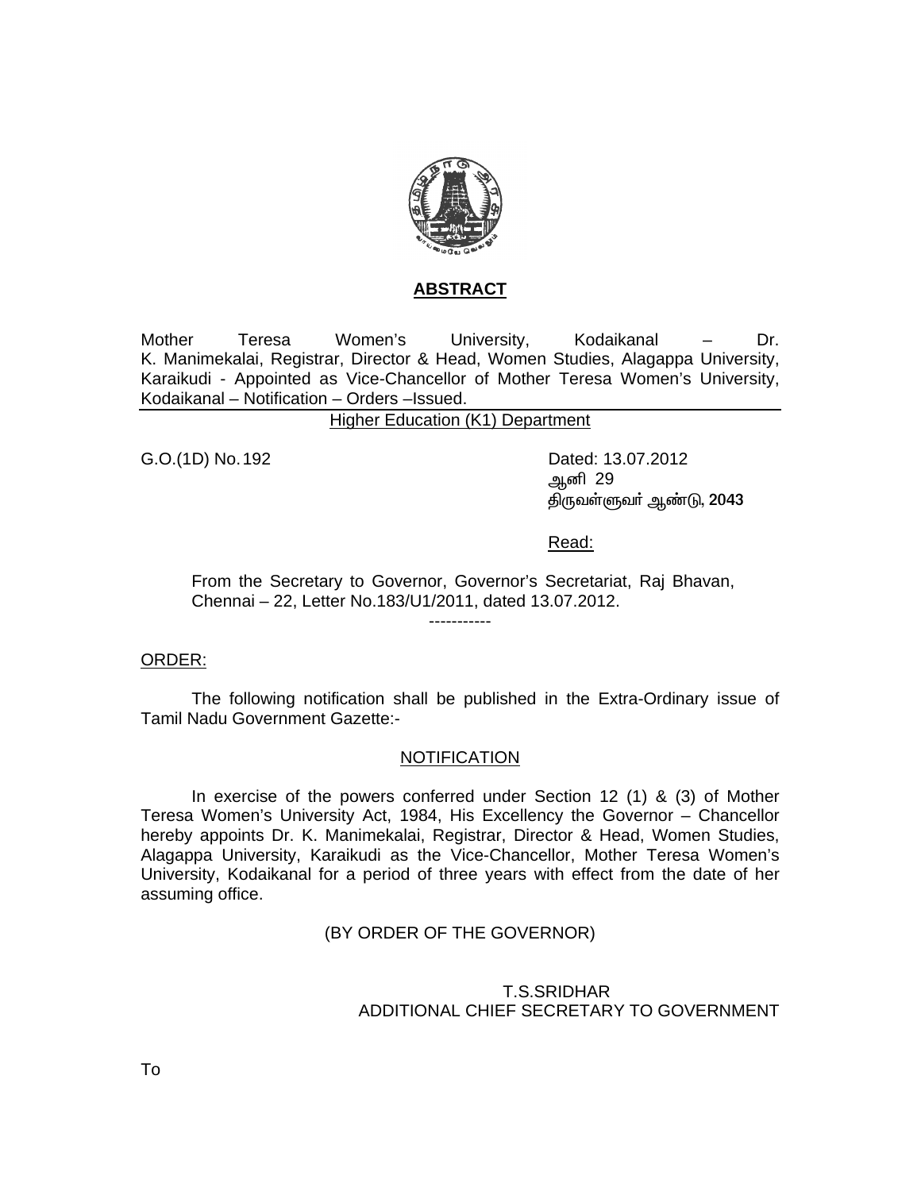## ABSTRACT

Mother Teresa Women's University, Kodaikanal – Dr. K. Manimekalai, Registrar, Director & Head, Women Studies, Alagappa University, Karaikudi - Appointed as Vice-Chancellor of Mother Teresa Women's University, Kodaikanal – Notification – Orders –Issued.

Higher Education (K1) Department

G.O.(1D) No. 192

Dated: 13.07.2012
ஆனி 29
திருவள்ளுவர் ஆண்டு, 2043

Read:

From the Secretary to Governor, Governor's Secretariat, Raj Bhavan, Chennai – 22, Letter No.183/U1/2011, dated 13.07.2012.

-----------

ORDER:

The following notification shall be published in the Extra-Ordinary issue of Tamil Nadu Government Gazette:-

NOTIFICATION

In exercise of the powers conferred under Section 12 (1) & (3) of Mother Teresa Women's University Act, 1984, His Excellency the Governor – Chancellor hereby appoints Dr. K. Manimekalai, Registrar, Director & Head, Women Studies, Alagappa University, Karaikudi as the Vice-Chancellor, Mother Teresa Women's University, Kodaikanal for a period of three years with effect from the date of her assuming office.

(BY ORDER OF THE GOVERNOR)

T.S.SRIDHAR
ADDITIONAL CHIEF SECRETARY TO GOVERNMENT

To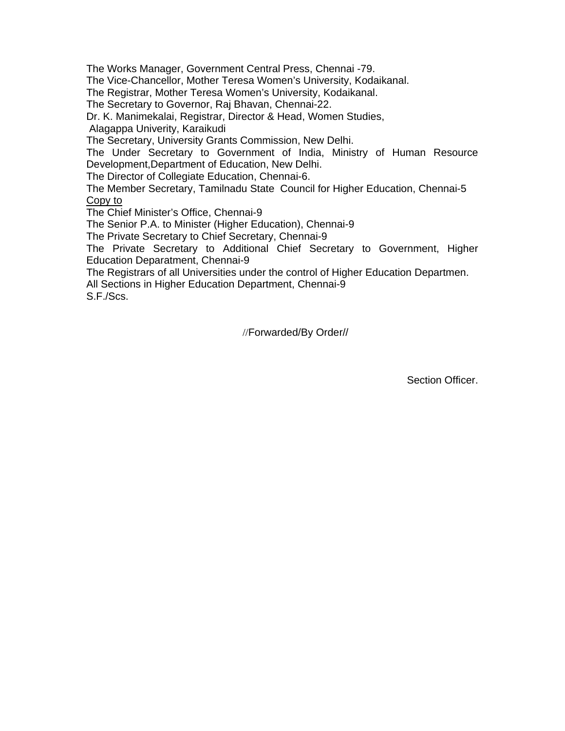The Works Manager, Government Central Press, Chennai -79.
The Vice-Chancellor, Mother Teresa Women's University, Kodaikanal.
The Registrar, Mother Teresa Women's University, Kodaikanal.
The Secretary to Governor, Raj Bhavan, Chennai-22.
Dr. K. Manimekalai, Registrar, Director & Head, Women Studies,
Alagappa Univerity, Karaikudi
The Secretary, University Grants Commission, New Delhi.
The Under Secretary to Government of India, Ministry of Human Resource Development,Department of Education, New Delhi.
The Director of Collegiate Education, Chennai-6.
The Member Secretary, Tamilnadu State Council for Higher Education, Chennai-5

<u>Copy to</u>

The Chief Minister's Office, Chennai-9
The Senior P.A. to Minister (Higher Education), Chennai-9
The Private Secretary to Chief Secretary, Chennai-9
The Private Secretary to Additional Chief Secretary to Government, Higher Education Deparatment, Chennai-9
The Registrars of all Universities under the control of Higher Education Departmen.
All Sections in Higher Education Department, Chennai-9
S.F./Scs.

//Forwarded/By Order//

Section Officer.